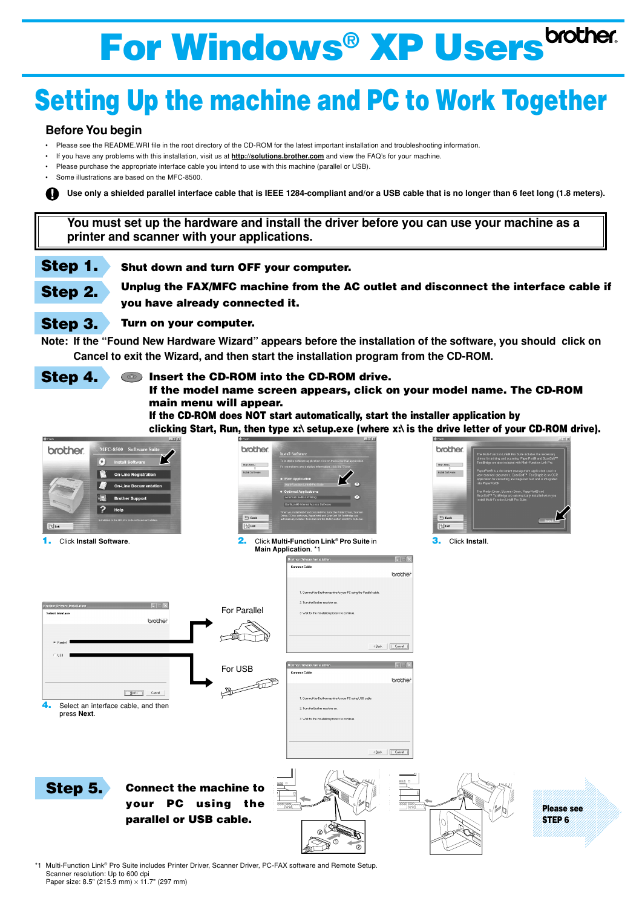# For Windows® XP Users

## Setting Up the machine and PC to Work Together

### Before You begin

- Please see the README.WRI file in the root directory of the CD-ROM for the latest important installation and troubleshooting information.
- If you have any problems with this installation, visit us at **http://solutions.brother.com** and view the FAQ's for your machine.
- Please purchase the appropriate interface cable you intend to use with this machine (parallel or USB).
- Some illustrations are based on the MFC-8500.

**Use only a shielded parallel interface cable that is IEEE 1284-compliant and/or a USB cable that is no longer than 6 feet long (1.8 meters).**

> You must set up the hardware and install the driver before you can use your machine as a printer and scanner with your applications.

**Step 1.** **Shut down and turn OFF your computer.**

**Step 2.** **Unplug the FAX/MFC machine from the AC outlet and disconnect the interface cable if you have already connected it.**

**Step 3.** **Turn on your computer.**

Note: If the "Found New Hardware Wizard" appears before the installation of the software, you should click on Cancel to exit the Wizard, and then start the installation program from the CD-ROM.

**Step 4.** **Insert the CD-ROM into the CD-ROM drive.**
**If the model name screen appears, click on your model name. The CD-ROM main menu will appear.**
**If the CD-ROM does NOT start automatically, start the installer application by clicking Start, Run, then type x:\ setup.exe (where x:\ is the drive letter of your CD-ROM drive).**

1. Click **Install Software**.
2. Click **Multi-Function Link® Pro Suite** in **Main Application**. *1
3. Click **Install**.
4. Select an interface cable, and then press **Next**.

For Parallel

For USB

**Step 5.** **Connect the machine to your PC using the parallel or USB cable.**

Please see STEP 6

*1 Multi-Function Link® Pro Suite includes Printer Driver, Scanner Driver, PC-FAX software and Remote Setup.
Scanner resolution: Up to 600 dpi
Paper size: 8.5" (215.9 mm) × 11.7" (297 mm)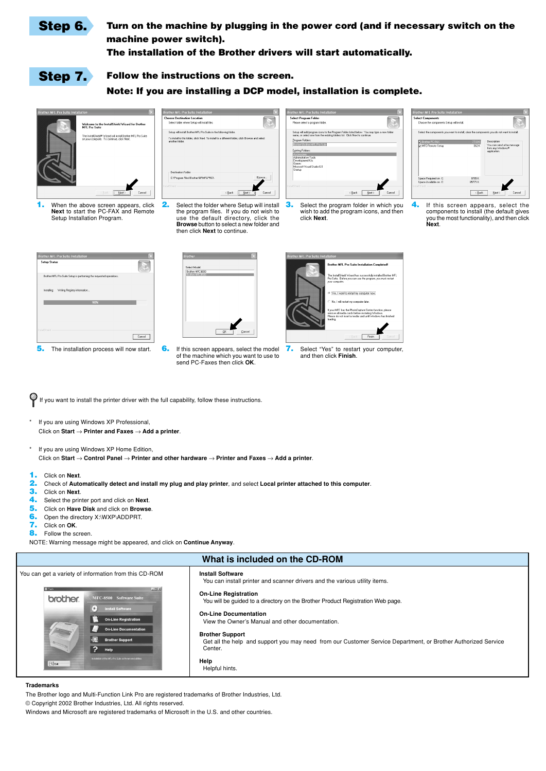**Step 6.** **Turn on the machine by plugging in the power cord (and if necessary switch on the machine power switch).**
**The installation of the Brother drivers will start automatically.**

**Step 7.** **Follow the instructions on the screen.**
**Note: If you are installing a DCP model, installation is complete.**

1. When the above screen appears, click **Next** to start the PC-FAX and Remote Setup Installation Program.

2. Select the folder where Setup will install the program files. If you do not wish to use the default directory, click the **Browse** button to select a new folder and then click **Next** to continue.

3. Select the program folder in which you wish to add the program icons, and then click **Next**.

4. If this screen appears, select the components to install (the default gives you the most functionality), and then click **Next**.

5. The installation process will now start.

6. If this screen appears, select the model of the machine which you want to use to send PC-Faxes then click **OK**.

7. Select "Yes" to restart your computer, and then click **Finish**.

If you want to install the printer driver with the full capability, follow these instructions.

* If you are using Windows XP Professional,
Click on **Start** → **Printer and Faxes** → **Add a printer**.

* If you are using Windows XP Home Edition,
Click on **Start** → **Control Panel** → **Printer and other hardware** → **Printer and Faxes** → **Add a printer**.

1. Click on **Next**.
2. Check of **Automatically detect and install my plug and play printer**, and select **Local printer attached to this computer**.
3. Click on **Next**.
4. Select the printer port and click on **Next**.
5. Click on **Have Disk** and click on **Browse**.
6. Open the directory X:\WXP\ADDPRT.
7. Click on **OK**.
8. Follow the screen.

NOTE: Warning message might be appeared, and click on **Continue Anyway**.

## What is included on the CD-ROM

You can get a variety of information from this CD-ROM

**Install Software**
You can install printer and scanner drivers and the various utility items.

**On-Line Registration**
You will be guided to a directory on the Brother Product Registration Web page.

**On-Line Documentation**
View the Owner's Manual and other documentation.

**Brother Support**
Get all the help and support you may need from our Customer Service Department, or Brother Authorized Service Center.

**Help**
Helpful hints.

**Trademarks**

The Brother logo and Multi-Function Link Pro are registered trademarks of Brother Industries, Ltd.
© Copyright 2002 Brother Industries, Ltd. All rights reserved.
Windows and Microsoft are registered trademarks of Microsoft in the U.S. and other countries.